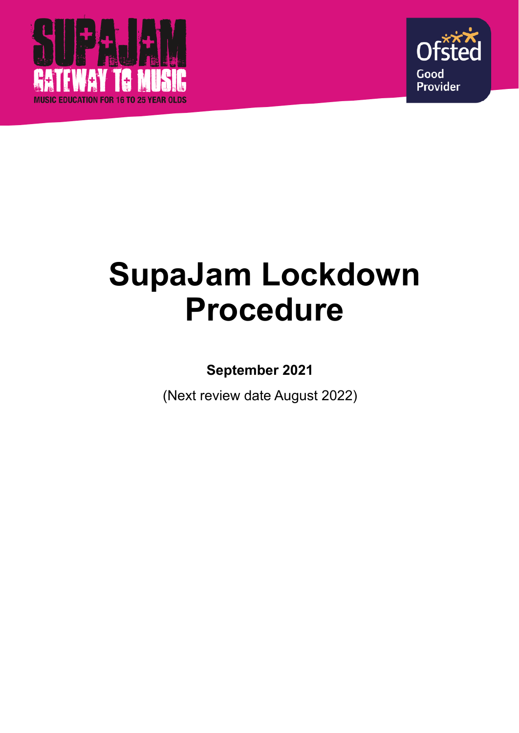# SupaJam Lockdown Procedure

**September 2021**

(Next review date August 2022)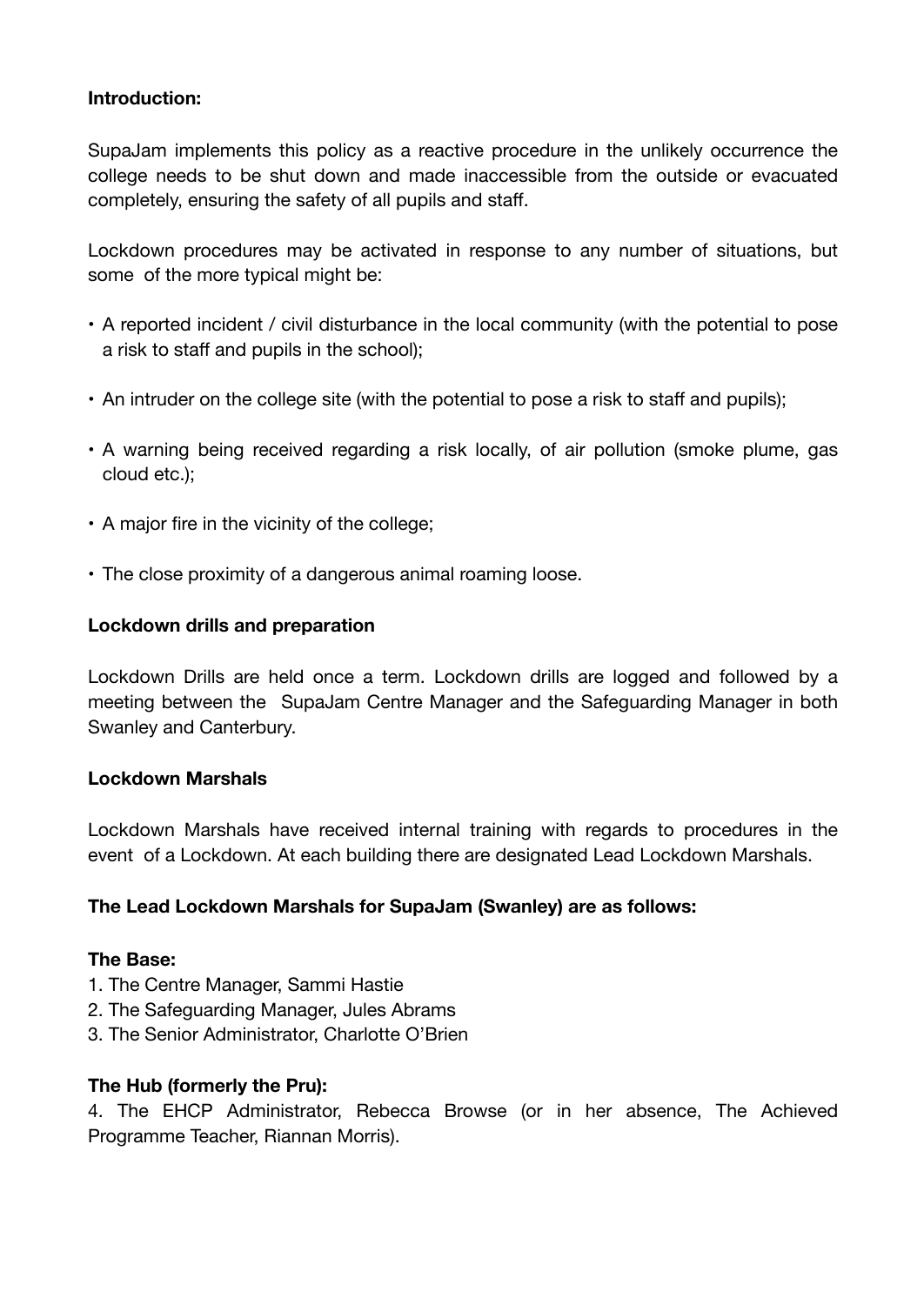**Introduction:**

SupaJam implements this policy as a reactive procedure in the unlikely occurrence the college needs to be shut down and made inaccessible from the outside or evacuated completely, ensuring the safety of all pupils and staff.

Lockdown procedures may be activated in response to any number of situations, but some of the more typical might be:

- A reported incident / civil disturbance in the local community (with the potential to pose a risk to staff and pupils in the school);
- An intruder on the college site (with the potential to pose a risk to staff and pupils);
- A warning being received regarding a risk locally, of air pollution (smoke plume, gas cloud etc.);
- A major fire in the vicinity of the college;
- The close proximity of a dangerous animal roaming loose.

**Lockdown drills and preparation**

Lockdown Drills are held once a term. Lockdown drills are logged and followed by a meeting between the SupaJam Centre Manager and the Safeguarding Manager in both Swanley and Canterbury.

**Lockdown Marshals**

Lockdown Marshals have received internal training with regards to procedures in the event of a Lockdown. At each building there are designated Lead Lockdown Marshals.

**The Lead Lockdown Marshals for SupaJam (Swanley) are as follows:**

**The Base:**

1. The Centre Manager, Sammi Hastie
2. The Safeguarding Manager, Jules Abrams
3. The Senior Administrator, Charlotte O'Brien

**The Hub (formerly the Pru):**

4. The EHCP Administrator, Rebecca Browse (or in her absence, The Achieved Programme Teacher, Riannan Morris).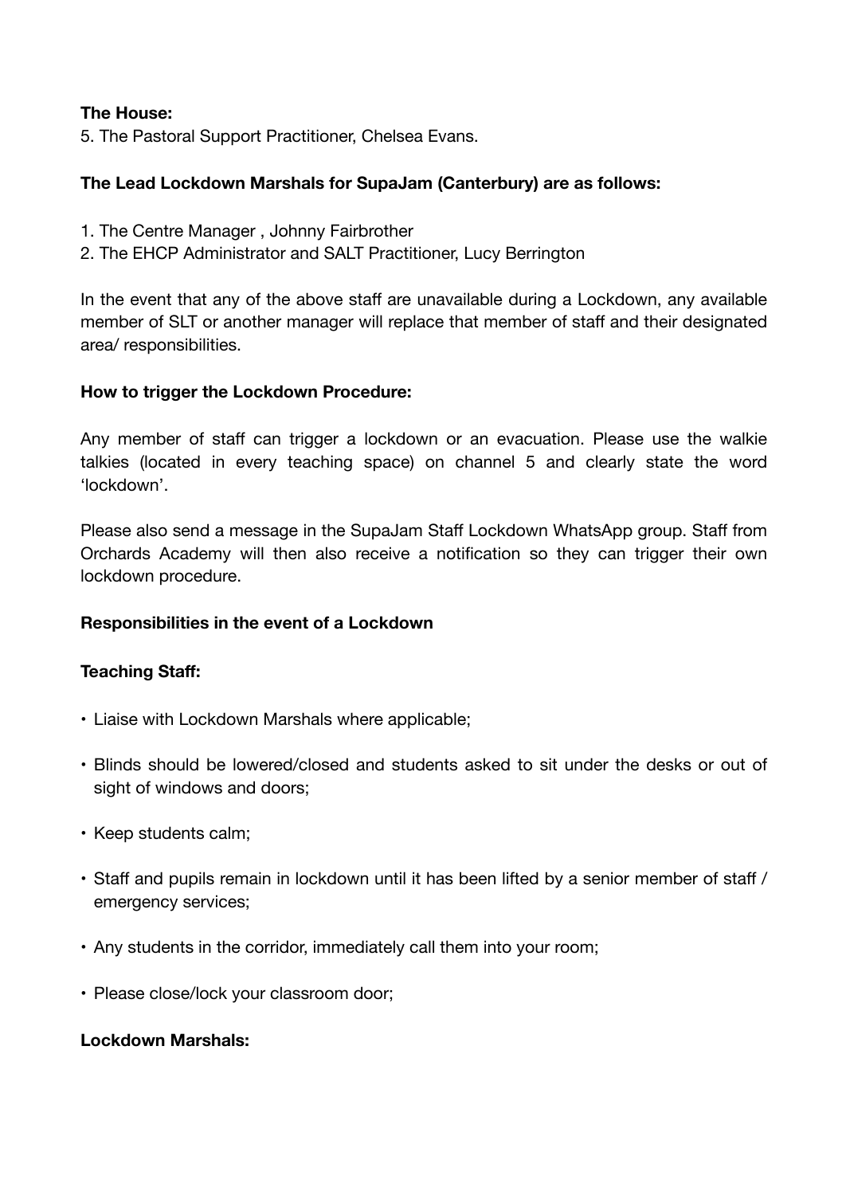**The House:**

5. The Pastoral Support Practitioner, Chelsea Evans.

**The Lead Lockdown Marshals for SupaJam (Canterbury) are as follows:**

1. The Centre Manager , Johnny Fairbrother
2. The EHCP Administrator and SALT Practitioner, Lucy Berrington

In the event that any of the above staff are unavailable during a Lockdown, any available member of SLT or another manager will replace that member of staff and their designated area/ responsibilities.

**How to trigger the Lockdown Procedure:**

Any member of staff can trigger a lockdown or an evacuation. Please use the walkie talkies (located in every teaching space) on channel 5 and clearly state the word 'lockdown'.

Please also send a message in the SupaJam Staff Lockdown WhatsApp group. Staff from Orchards Academy will then also receive a notification so they can trigger their own lockdown procedure.

**Responsibilities in the event of a Lockdown**

**Teaching Staff:**

- Liaise with Lockdown Marshals where applicable;
- Blinds should be lowered/closed and students asked to sit under the desks or out of sight of windows and doors;
- Keep students calm;
- Staff and pupils remain in lockdown until it has been lifted by a senior member of staff / emergency services;
- Any students in the corridor, immediately call them into your room;
- Please close/lock your classroom door;

**Lockdown Marshals:**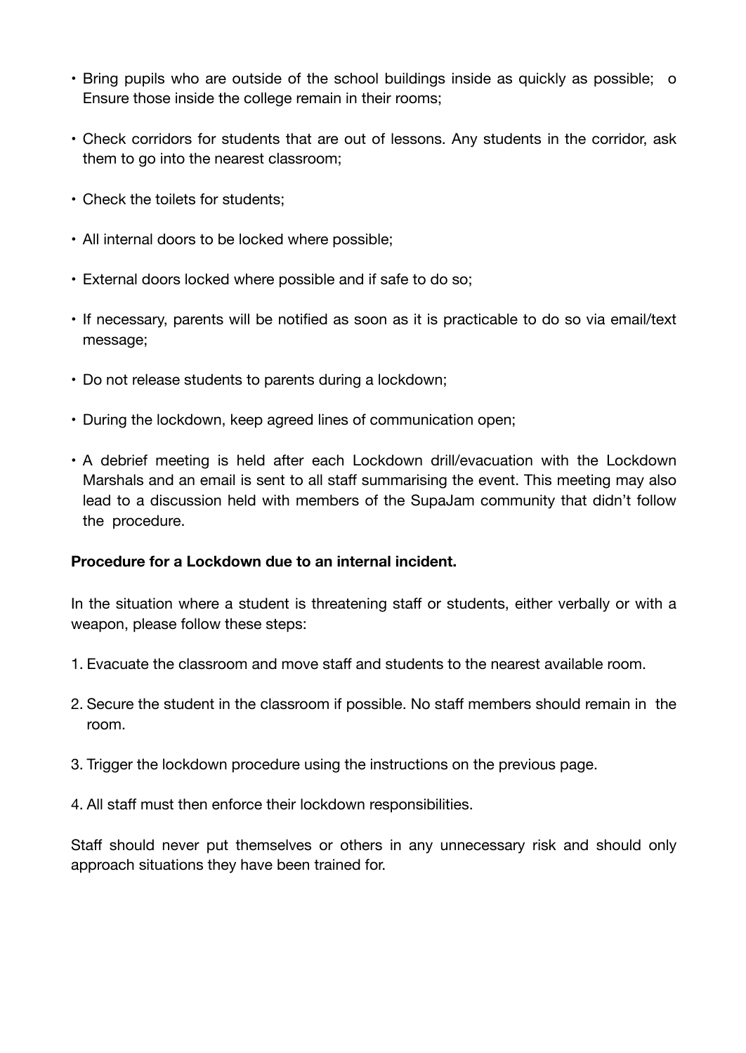- Bring pupils who are outside of the school buildings inside as quickly as possible; o Ensure those inside the college remain in their rooms;
- Check corridors for students that are out of lessons. Any students in the corridor, ask them to go into the nearest classroom;
- Check the toilets for students;
- All internal doors to be locked where possible;
- External doors locked where possible and if safe to do so;
- If necessary, parents will be notified as soon as it is practicable to do so via email/text message;
- Do not release students to parents during a lockdown;
- During the lockdown, keep agreed lines of communication open;
- A debrief meeting is held after each Lockdown drill/evacuation with the Lockdown Marshals and an email is sent to all staff summarising the event. This meeting may also lead to a discussion held with members of the SupaJam community that didn't follow the procedure.

**Procedure for a Lockdown due to an internal incident.**

In the situation where a student is threatening staff or students, either verbally or with a weapon, please follow these steps:

1. Evacuate the classroom and move staff and students to the nearest available room.
2. Secure the student in the classroom if possible. No staff members should remain in the room.
3. Trigger the lockdown procedure using the instructions on the previous page.
4. All staff must then enforce their lockdown responsibilities.

Staff should never put themselves or others in any unnecessary risk and should only approach situations they have been trained for.